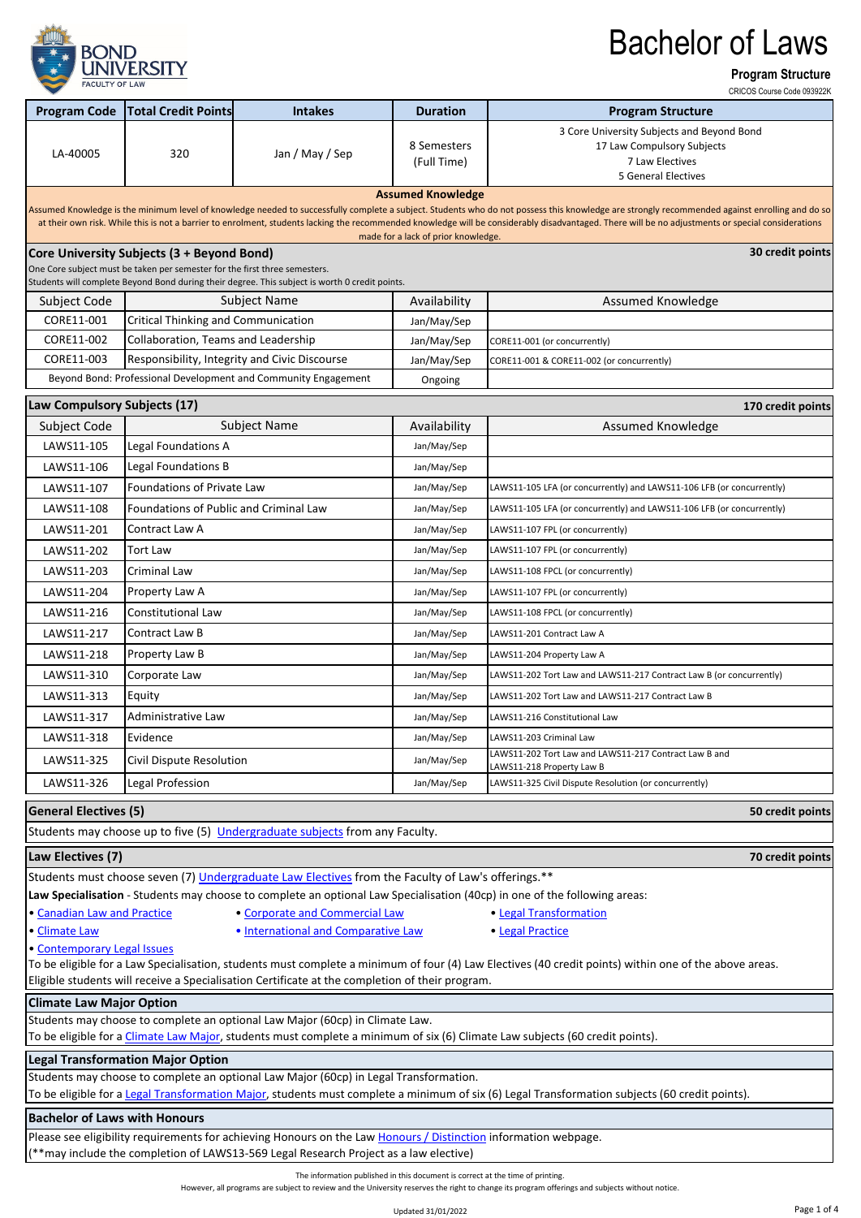# Bachelor of Laws

**Program Structure**

CRICOS Course Code 093922K

BOND UNIVERSITY FACULTY OF LAW

| Program Code | Total Credit Points | Intakes | Duration | Program Structure |
|---|---|---|---|---|
| LA-40005 | 320 | Jan / May / Sep | 8 Semesters (Full Time) | 3 Core University Subjects and Beyond Bond<br>17 Law Compulsory Subjects<br>7 Law Electives<br>5 General Electives |

**Assumed Knowledge**

Assumed Knowledge is the minimum level of knowledge needed to successfully complete a subject. Students who do not possess this knowledge are strongly recommended against enrolling and do so at their own risk. While this is not a barrier to enrolment, students lacking the recommended knowledge will be considerably disadvantaged. There will be no adjustments or special considerations made for a lack of prior knowledge.

## Core University Subjects (3 + Beyond Bond) — 30 credit points

One Core subject must be taken per semester for the first three semesters.
Students will complete Beyond Bond during their degree. This subject is worth 0 credit points.

| Subject Code | Subject Name | Availability | Assumed Knowledge |
|---|---|---|---|
| CORE11-001 | Critical Thinking and Communication | Jan/May/Sep | |
| CORE11-002 | Collaboration, Teams and Leadership | Jan/May/Sep | CORE11-001 (or concurrently) |
| CORE11-003 | Responsibility, Integrity and Civic Discourse | Jan/May/Sep | CORE11-001 & CORE11-002 (or concurrently) |
| Beyond Bond: Professional Development and Community Engagement | | Ongoing | |

## Law Compulsory Subjects (17) — 170 credit points

| Subject Code | Subject Name | Availability | Assumed Knowledge |
|---|---|---|---|
| LAWS11-105 | Legal Foundations A | Jan/May/Sep | |
| LAWS11-106 | Legal Foundations B | Jan/May/Sep | |
| LAWS11-107 | Foundations of Private Law | Jan/May/Sep | LAWS11-105 LFA (or concurrently) and LAWS11-106 LFB (or concurrently) |
| LAWS11-108 | Foundations of Public and Criminal Law | Jan/May/Sep | LAWS11-105 LFA (or concurrently) and LAWS11-106 LFB (or concurrently) |
| LAWS11-201 | Contract Law A | Jan/May/Sep | LAWS11-107 FPL (or concurrently) |
| LAWS11-202 | Tort Law | Jan/May/Sep | LAWS11-107 FPL (or concurrently) |
| LAWS11-203 | Criminal Law | Jan/May/Sep | LAWS11-108 FPCL (or concurrently) |
| LAWS11-204 | Property Law A | Jan/May/Sep | LAWS11-107 FPL (or concurrently) |
| LAWS11-216 | Constitutional Law | Jan/May/Sep | LAWS11-108 FPCL (or concurrently) |
| LAWS11-217 | Contract Law B | Jan/May/Sep | LAWS11-201 Contract Law A |
| LAWS11-218 | Property Law B | Jan/May/Sep | LAWS11-204 Property Law A |
| LAWS11-310 | Corporate Law | Jan/May/Sep | LAWS11-202 Tort Law and LAWS11-217 Contract Law B (or concurrently) |
| LAWS11-313 | Equity | Jan/May/Sep | LAWS11-202 Tort Law and LAWS11-217 Contract Law B |
| LAWS11-317 | Administrative Law | Jan/May/Sep | LAWS11-216 Constitutional Law |
| LAWS11-318 | Evidence | Jan/May/Sep | LAWS11-203 Criminal Law |
| LAWS11-325 | Civil Dispute Resolution | Jan/May/Sep | LAWS11-202 Tort Law and LAWS11-217 Contract Law B and LAWS11-218 Property Law B |
| LAWS11-326 | Legal Profession | Jan/May/Sep | LAWS11-325 Civil Dispute Resolution (or concurrently) |

## General Electives (5) — 50 credit points

Students may choose up to five (5) Undergraduate subjects from any Faculty.

## Law Electives (7) — 70 credit points

Students must choose seven (7) Undergraduate Law Electives from the Faculty of Law's offerings.**

**Law Specialisation** - Students may choose to complete an optional Law Specialisation (40cp) in one of the following areas:

- Canadian Law and Practice
- Climate Law
- Contemporary Legal Issues
- Corporate and Commercial Law
- International and Comparative Law
- Legal Transformation
- Legal Practice

To be eligible for a Law Specialisation, students must complete a minimum of four (4) Law Electives (40 credit points) within one of the above areas. Eligible students will receive a Specialisation Certificate at the completion of their program.

## Climate Law Major Option

Students may choose to complete an optional Law Major (60cp) in Climate Law.
To be eligible for a Climate Law Major, students must complete a minimum of six (6) Climate Law subjects (60 credit points).

## Legal Transformation Major Option

Students may choose to complete an optional Law Major (60cp) in Legal Transformation.
To be eligible for a Legal Transformation Major, students must complete a minimum of six (6) Legal Transformation subjects (60 credit points).

## Bachelor of Laws with Honours

Please see eligibility requirements for achieving Honours on the Law Honours / Distinction information webpage.
(**may include the completion of LAWS13-569 Legal Research Project as a law elective)

The information published in this document is correct at the time of printing.
However, all programs are subject to review and the University reserves the right to change its program offerings and subjects without notice.

Updated 31/01/2022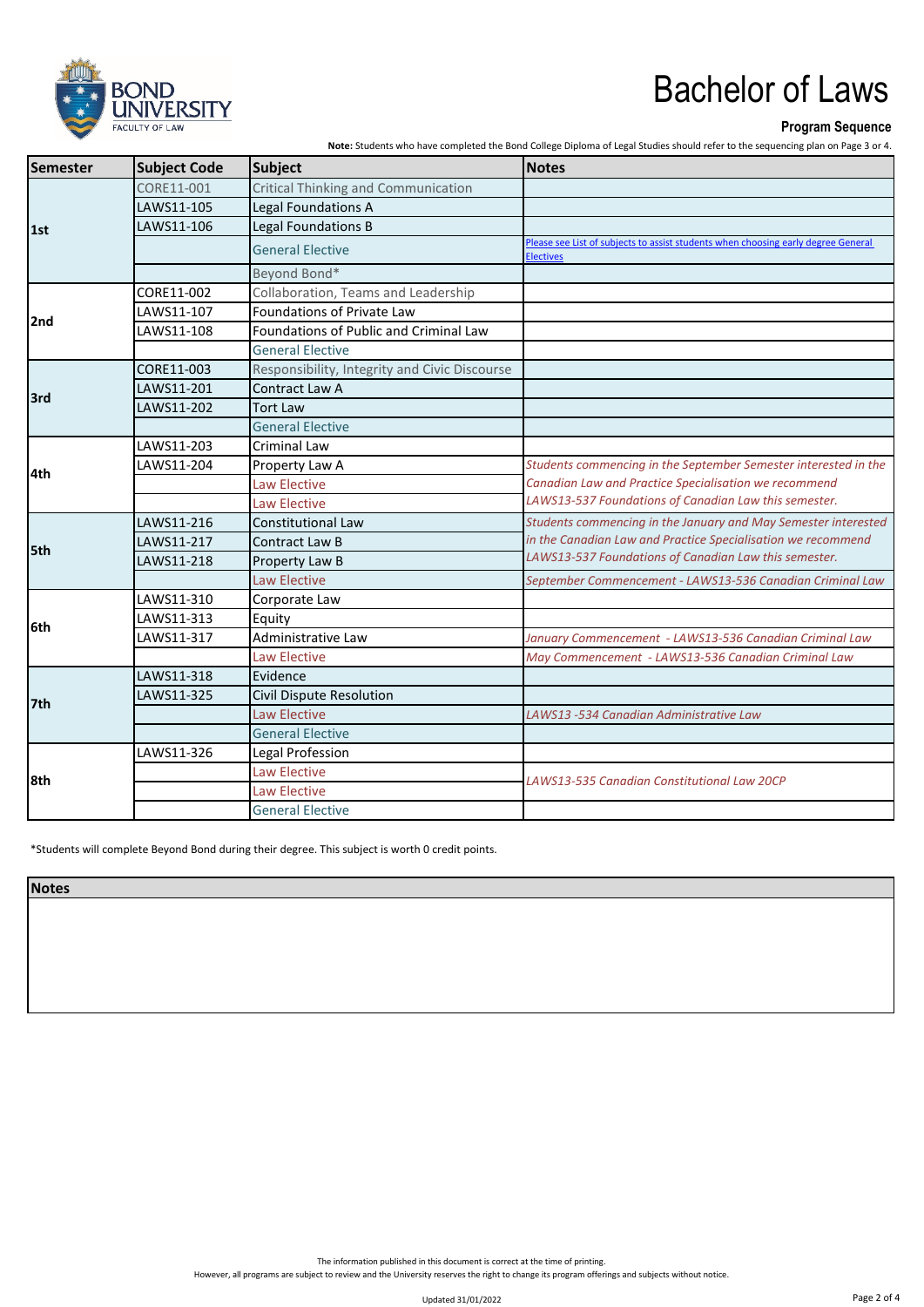# Bachelor of Laws

**Program Sequence**

**Note:** Students who have completed the Bond College Diploma of Legal Studies should refer to the sequencing plan on Page 3 or 4.

| Semester | Subject Code | Subject | Notes |
|---|---|---|---|
| 1st | CORE11-001 | Critical Thinking and Communication | |
| | LAWS11-105 | Legal Foundations A | |
| | LAWS11-106 | Legal Foundations B | |
| | | General Elective | Please see List of subjects to assist students when choosing early degree General Electives |
| | | Beyond Bond* | |
| 2nd | CORE11-002 | Collaboration, Teams and Leadership | |
| | LAWS11-107 | Foundations of Private Law | |
| | LAWS11-108 | Foundations of Public and Criminal Law | |
| | | General Elective | |
| 3rd | CORE11-003 | Responsibility, Integrity and Civic Discourse | |
| | LAWS11-201 | Contract Law A | |
| | LAWS11-202 | Tort Law | |
| | | General Elective | |
| 4th | LAWS11-203 | Criminal Law | |
| | LAWS11-204 | Property Law A | *Students commencing in the September Semester interested in the Canadian Law and Practice Specialisation we recommend LAWS13-537 Foundations of Canadian Law this semester.* |
| | | Law Elective | |
| | | Law Elective | |
| 5th | LAWS11-216 | Constitutional Law | *Students commencing in the January and May Semester interested in the Canadian Law and Practice Specialisation we recommend LAWS13-537 Foundations of Canadian Law this semester.* |
| | LAWS11-217 | Contract Law B | |
| | LAWS11-218 | Property Law B | |
| | | Law Elective | *September Commencement - LAWS13-536 Canadian Criminal Law* |
| 6th | LAWS11-310 | Corporate Law | |
| | LAWS11-313 | Equity | |
| | LAWS11-317 | Administrative Law | *January Commencement - LAWS13-536 Canadian Criminal Law* |
| | | Law Elective | *May Commencement - LAWS13-536 Canadian Criminal Law* |
| 7th | LAWS11-318 | Evidence | |
| | LAWS11-325 | Civil Dispute Resolution | |
| | | Law Elective | *LAWS13 -534 Canadian Administrative Law* |
| | | General Elective | |
| 8th | LAWS11-326 | Legal Profession | |
| | | Law Elective | *LAWS13-535 Canadian Constitutional Law 20CP* |
| | | Law Elective | |
| | | General Elective | |

*Students will complete Beyond Bond during their degree. This subject is worth 0 credit points.

| Notes |
|---|
| |

The information published in this document is correct at the time of printing.
However, all programs are subject to review and the University reserves the right to change its program offerings and subjects without notice.

Updated 31/01/2022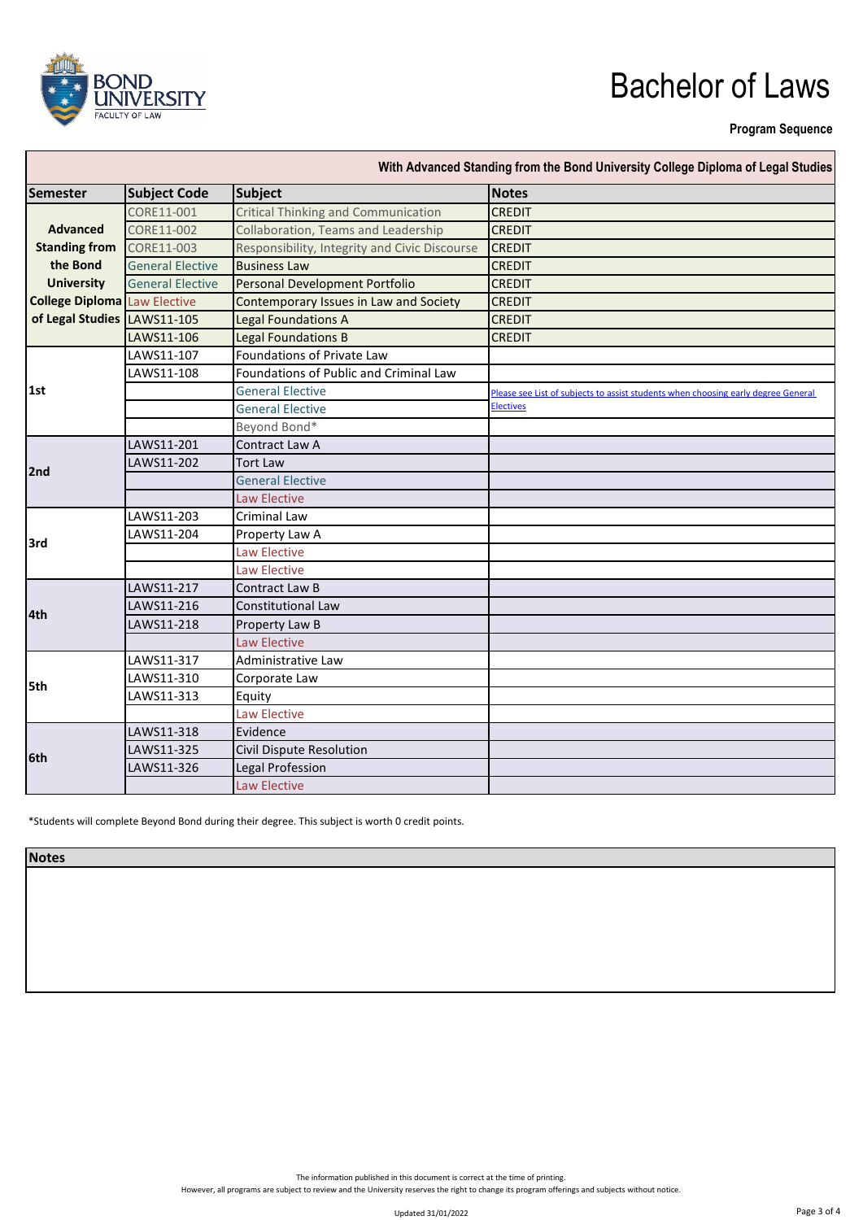BOND UNIVERSITY
FACULTY OF LAW

# Bachelor of Laws

**Program Sequence**

| With Advanced Standing from the Bond University College Diploma of Legal Studies | | | |
|---|---|---|---|
| **Semester** | **Subject Code** | **Subject** | **Notes** |
| **Advanced Standing from the Bond University College Diploma of Legal Studies** | CORE11-001 | Critical Thinking and Communication | CREDIT |
| | CORE11-002 | Collaboration, Teams and Leadership | CREDIT |
| | CORE11-003 | Responsibility, Integrity and Civic Discourse | CREDIT |
| | General Elective | Business Law | CREDIT |
| | General Elective | Personal Development Portfolio | CREDIT |
| | Law Elective | Contemporary Issues in Law and Society | CREDIT |
| | LAWS11-105 | Legal Foundations A | CREDIT |
| | LAWS11-106 | Legal Foundations B | CREDIT |
| **1st** | LAWS11-107 | Foundations of Private Law | |
| | LAWS11-108 | Foundations of Public and Criminal Law | |
| | | General Elective | Please see List of subjects to assist students when choosing early degree General Electives |
| | | General Elective | |
| | | Beyond Bond* | |
| **2nd** | LAWS11-201 | Contract Law A | |
| | LAWS11-202 | Tort Law | |
| | | General Elective | |
| | | Law Elective | |
| **3rd** | LAWS11-203 | Criminal Law | |
| | LAWS11-204 | Property Law A | |
| | | Law Elective | |
| | | Law Elective | |
| **4th** | LAWS11-217 | Contract Law B | |
| | LAWS11-216 | Constitutional Law | |
| | LAWS11-218 | Property Law B | |
| | | Law Elective | |
| **5th** | LAWS11-317 | Administrative Law | |
| | LAWS11-310 | Corporate Law | |
| | LAWS11-313 | Equity | |
| | | Law Elective | |
| **6th** | LAWS11-318 | Evidence | |
| | LAWS11-325 | Civil Dispute Resolution | |
| | LAWS11-326 | Legal Profession | |
| | | Law Elective | |

*Students will complete Beyond Bond during their degree. This subject is worth 0 credit points.

| **Notes** |
|---|
| |

The information published in this document is correct at the time of printing.
However, all programs are subject to review and the University reserves the right to change its program offerings and subjects without notice.

Updated 31/01/2022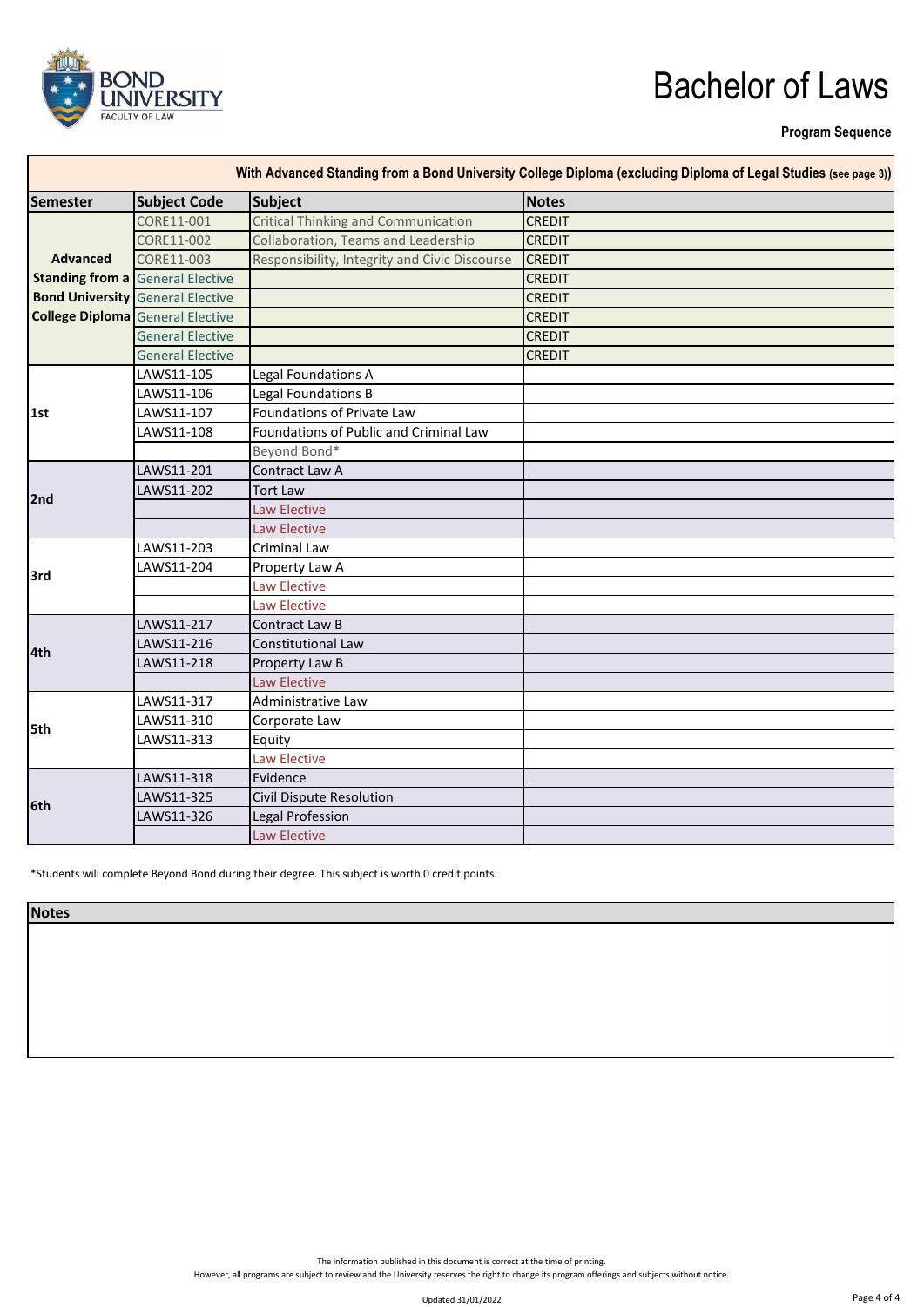# Bachelor of Laws

**Program Sequence**

| With Advanced Standing from a Bond University College Diploma (excluding Diploma of Legal Studies (see page 3)) | | | |
|---|---|---|---|
| **Semester** | **Subject Code** | **Subject** | **Notes** |
| Advanced Standing from a Bond University College Diploma | CORE11-001 | Critical Thinking and Communication | CREDIT |
| | CORE11-002 | Collaboration, Teams and Leadership | CREDIT |
| | CORE11-003 | Responsibility, Integrity and Civic Discourse | CREDIT |
| | General Elective | | CREDIT |
| | General Elective | | CREDIT |
| | General Elective | | CREDIT |
| | General Elective | | CREDIT |
| | General Elective | | CREDIT |
| 1st | LAWS11-105 | Legal Foundations A | |
| | LAWS11-106 | Legal Foundations B | |
| | LAWS11-107 | Foundations of Private Law | |
| | LAWS11-108 | Foundations of Public and Criminal Law | |
| | | Beyond Bond* | |
| 2nd | LAWS11-201 | Contract Law A | |
| | LAWS11-202 | Tort Law | |
| | | Law Elective | |
| | | Law Elective | |
| 3rd | LAWS11-203 | Criminal Law | |
| | LAWS11-204 | Property Law A | |
| | | Law Elective | |
| | | Law Elective | |
| 4th | LAWS11-217 | Contract Law B | |
| | LAWS11-216 | Constitutional Law | |
| | LAWS11-218 | Property Law B | |
| | | Law Elective | |
| 5th | LAWS11-317 | Administrative Law | |
| | LAWS11-310 | Corporate Law | |
| | LAWS11-313 | Equity | |
| | | Law Elective | |
| 6th | LAWS11-318 | Evidence | |
| | LAWS11-325 | Civil Dispute Resolution | |
| | LAWS11-326 | Legal Profession | |
| | | Law Elective | |

*Students will complete Beyond Bond during their degree. This subject is worth 0 credit points.

| Notes |
|---|
| |

The information published in this document is correct at the time of printing.
However, all programs are subject to review and the University reserves the right to change its program offerings and subjects without notice.

Updated 31/01/2022